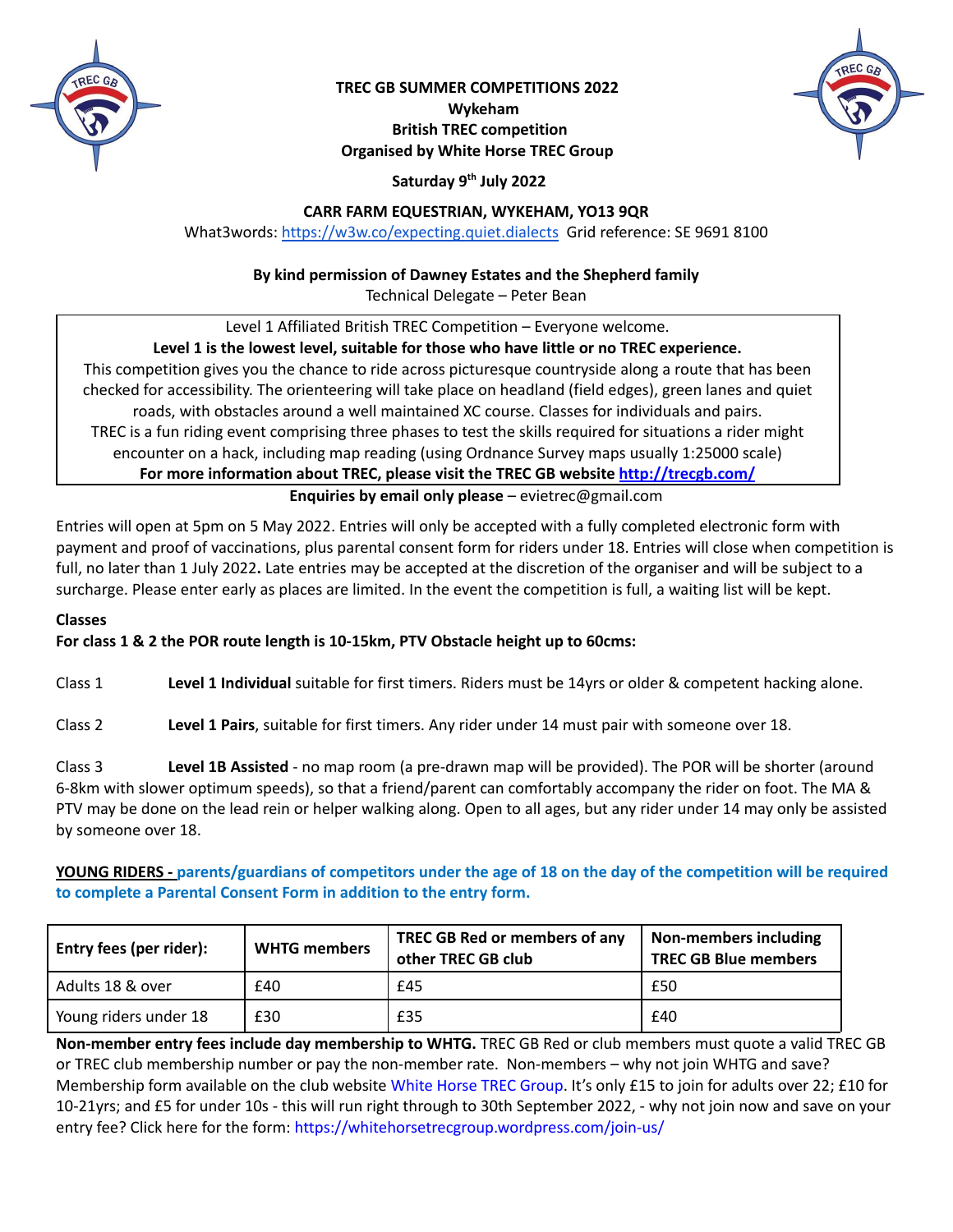**TREC GB SUMMER COMPETITIONS 2022**
**Wykeham**
**British TREC competition**
**Organised by White Horse TREC Group**

**Saturday 9th July 2022**

**CARR FARM EQUESTRIAN, WYKEHAM, YO13 9QR**

What3words: https://w3w.co/expecting.quiet.dialects Grid reference: SE 9691 8100

**By kind permission of Dawney Estates and the Shepherd family**

Technical Delegate – Peter Bean

Level 1 Affiliated British TREC Competition – Everyone welcome.

**Level 1 is the lowest level, suitable for those who have little or no TREC experience.**

This competition gives you the chance to ride across picturesque countryside along a route that has been checked for accessibility. The orienteering will take place on headland (field edges), green lanes and quiet roads, with obstacles around a well maintained XC course. Classes for individuals and pairs.

TREC is a fun riding event comprising three phases to test the skills required for situations a rider might encounter on a hack, including map reading (using Ordnance Survey maps usually 1:25000 scale)

**For more information about TREC, please visit the TREC GB website http://trecgb.com/**

**Enquiries by email only please** – evietrec@gmail.com

Entries will open at 5pm on 5 May 2022. Entries will only be accepted with a fully completed electronic form with payment and proof of vaccinations, plus parental consent form for riders under 18. Entries will close when competition is full, no later than 1 July 2022**.** Late entries may be accepted at the discretion of the organiser and will be subject to a surcharge. Please enter early as places are limited. In the event the competition is full, a waiting list will be kept.

**Classes**

**For class 1 & 2 the POR route length is 10-15km, PTV Obstacle height up to 60cms:**

Class 1 **Level 1 Individual** suitable for first timers. Riders must be 14yrs or older & competent hacking alone.

Class 2 **Level 1 Pairs**, suitable for first timers. Any rider under 14 must pair with someone over 18.

Class 3 **Level 1B Assisted** - no map room (a pre-drawn map will be provided). The POR will be shorter (around 6-8km with slower optimum speeds), so that a friend/parent can comfortably accompany the rider on foot. The MA & PTV may be done on the lead rein or helper walking along. Open to all ages, but any rider under 14 may only be assisted by someone over 18.

**YOUNG RIDERS - parents/guardians of competitors under the age of 18 on the day of the competition will be required to complete a Parental Consent Form in addition to the entry form.**

| **Entry fees (per rider):** | **WHTG members** | **TREC GB Red or members of any other TREC GB club** | **Non-members including TREC GB Blue members** |
|---|---|---|---|
| Adults 18 & over | £40 | £45 | £50 |
| Young riders under 18 | £30 | £35 | £40 |

**Non-member entry fees include day membership to WHTG.** TREC GB Red or club members must quote a valid TREC GB or TREC club membership number or pay the non-member rate. Non-members – why not join WHTG and save? Membership form available on the club website White Horse TREC Group. It's only £15 to join for adults over 22; £10 for 10-21yrs; and £5 for under 10s - this will run right through to 30th September 2022, - why not join now and save on your entry fee? Click here for the form: https://whitehorsetrecgroup.wordpress.com/join-us/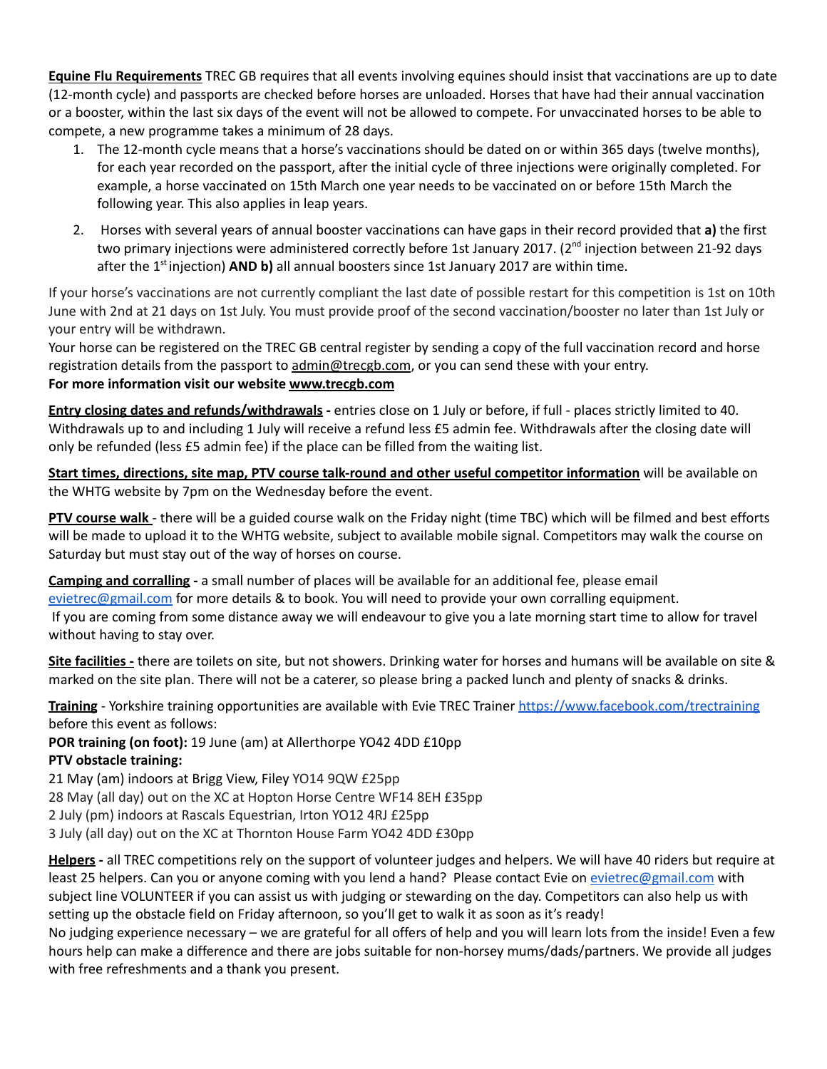**<u>Equine Flu Requirements</u>** TREC GB requires that all events involving equines should insist that vaccinations are up to date (12-month cycle) and passports are checked before horses are unloaded. Horses that have had their annual vaccination or a booster, within the last six days of the event will not be allowed to compete. For unvaccinated horses to be able to compete, a new programme takes a minimum of 28 days.

1. The 12-month cycle means that a horse's vaccinations should be dated on or within 365 days (twelve months), for each year recorded on the passport, after the initial cycle of three injections were originally completed. For example, a horse vaccinated on 15th March one year needs to be vaccinated on or before 15th March the following year. This also applies in leap years.
2. Horses with several years of annual booster vaccinations can have gaps in their record provided that **a)** the first two primary injections were administered correctly before 1st January 2017. (2nd injection between 21-92 days after the 1st injection) **AND b)** all annual boosters since 1st January 2017 are within time.

If your horse's vaccinations are not currently compliant the last date of possible restart for this competition is 1st on 10th June with 2nd at 21 days on 1st July. You must provide proof of the second vaccination/booster no later than 1st July or your entry will be withdrawn.

Your horse can be registered on the TREC GB central register by sending a copy of the full vaccination record and horse registration details from the passport to admin@trecgb.com, or you can send these with your entry.

**For more information visit our website www.trecgb.com**

**<u>Entry closing dates and refunds/withdrawals</u> -** entries close on 1 July or before, if full - places strictly limited to 40. Withdrawals up to and including 1 July will receive a refund less £5 admin fee. Withdrawals after the closing date will only be refunded (less £5 admin fee) if the place can be filled from the waiting list.

**<u>Start times, directions, site map, PTV course talk-round and other useful competitor information</u>** will be available on the WHTG website by 7pm on the Wednesday before the event.

**<u>PTV course walk</u>** - there will be a guided course walk on the Friday night (time TBC) which will be filmed and best efforts will be made to upload it to the WHTG website, subject to available mobile signal. Competitors may walk the course on Saturday but must stay out of the way of horses on course.

**<u>Camping and corralling</u> -** a small number of places will be available for an additional fee, please email evietrec@gmail.com for more details & to book. You will need to provide your own corralling equipment.
If you are coming from some distance away we will endeavour to give you a late morning start time to allow for travel without having to stay over.

**<u>Site facilities</u> -** there are toilets on site, but not showers. Drinking water for horses and humans will be available on site & marked on the site plan. There will not be a caterer, so please bring a packed lunch and plenty of snacks & drinks.

**<u>Training</u>** - Yorkshire training opportunities are available with Evie TREC Trainer https://www.facebook.com/trectraining before this event as follows:

**POR training (on foot):** 19 June (am) at Allerthorpe YO42 4DD £10pp

**PTV obstacle training:**

21 May (am) indoors at Brigg View, Filey YO14 9QW £25pp
28 May (all day) out on the XC at Hopton Horse Centre WF14 8EH £35pp
2 July (pm) indoors at Rascals Equestrian, Irton YO12 4RJ £25pp
3 July (all day) out on the XC at Thornton House Farm YO42 4DD £30pp

**<u>Helpers</u> -** all TREC competitions rely on the support of volunteer judges and helpers. We will have 40 riders but require at least 25 helpers. Can you or anyone coming with you lend a hand? Please contact Evie on evietrec@gmail.com with subject line VOLUNTEER if you can assist us with judging or stewarding on the day. Competitors can also help us with setting up the obstacle field on Friday afternoon, so you'll get to walk it as soon as it's ready!

No judging experience necessary – we are grateful for all offers of help and you will learn lots from the inside! Even a few hours help can make a difference and there are jobs suitable for non-horsey mums/dads/partners. We provide all judges with free refreshments and a thank you present.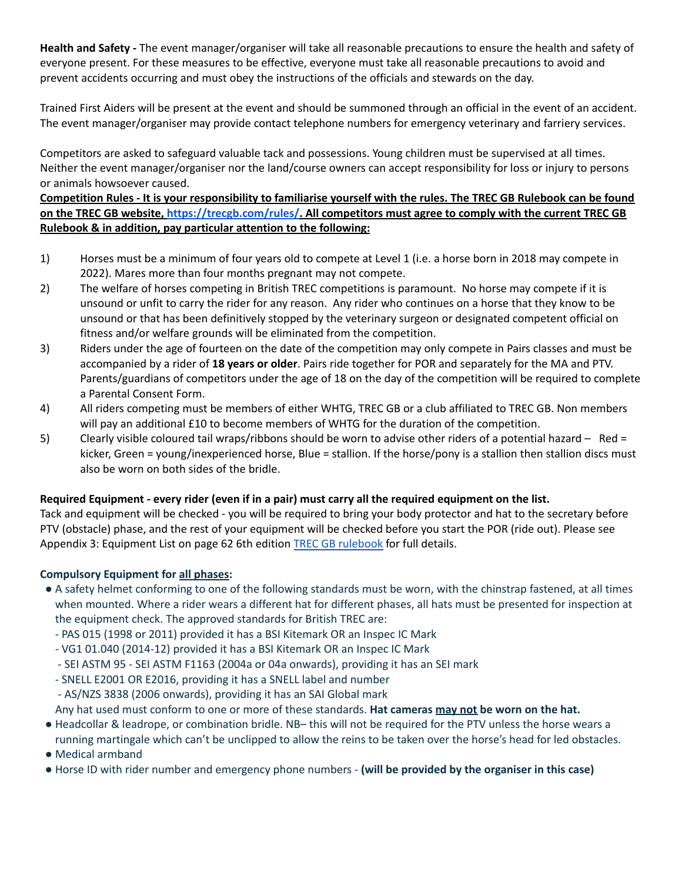**Health and Safety -** The event manager/organiser will take all reasonable precautions to ensure the health and safety of everyone present. For these measures to be effective, everyone must take all reasonable precautions to avoid and prevent accidents occurring and must obey the instructions of the officials and stewards on the day.

Trained First Aiders will be present at the event and should be summoned through an official in the event of an accident. The event manager/organiser may provide contact telephone numbers for emergency veterinary and farriery services.

Competitors are asked to safeguard valuable tack and possessions. Young children must be supervised at all times. Neither the event manager/organiser nor the land/course owners can accept responsibility for loss or injury to persons or animals howsoever caused.

**Competition Rules - It is your responsibility to familiarise yourself with the rules. The TREC GB Rulebook can be found on the TREC GB website, [https://trecgb.com/rules/](https://trecgb.com/rules/). All competitors must agree to comply with the current TREC GB Rulebook & in addition, pay particular attention to the following:**

1) Horses must be a minimum of four years old to compete at Level 1 (i.e. a horse born in 2018 may compete in 2022). Mares more than four months pregnant may not compete.
2) The welfare of horses competing in British TREC competitions is paramount. No horse may compete if it is unsound or unfit to carry the rider for any reason. Any rider who continues on a horse that they know to be unsound or that has been definitively stopped by the veterinary surgeon or designated competent official on fitness and/or welfare grounds will be eliminated from the competition.
3) Riders under the age of fourteen on the date of the competition may only compete in Pairs classes and must be accompanied by a rider of **18 years or older**. Pairs ride together for POR and separately for the MA and PTV. Parents/guardians of competitors under the age of 18 on the day of the competition will be required to complete a Parental Consent Form.
4) All riders competing must be members of either WHTG, TREC GB or a club affiliated to TREC GB. Non members will pay an additional £10 to become members of WHTG for the duration of the competition.
5) Clearly visible coloured tail wraps/ribbons should be worn to advise other riders of a potential hazard – Red = kicker, Green = young/inexperienced horse, Blue = stallion. If the horse/pony is a stallion then stallion discs must also be worn on both sides of the bridle.

**Required Equipment - every rider (even if in a pair) must carry all the required equipment on the list.**
Tack and equipment will be checked - you will be required to bring your body protector and hat to the secretary before PTV (obstacle) phase, and the rest of your equipment will be checked before you start the POR (ride out). Please see Appendix 3: Equipment List on page 62 6th edition [TREC GB rulebook](https://trecgb.com/rules/) for full details.

**Compulsory Equipment for all phases:**

- A safety helmet conforming to one of the following standards must be worn, with the chinstrap fastened, at all times when mounted. Where a rider wears a different hat for different phases, all hats must be presented for inspection at the equipment check. The approved standards for British TREC are:
  - PAS 015 (1998 or 2011) provided it has a BSI Kitemark OR an Inspec IC Mark
  - VG1 01.040 (2014-12) provided it has a BSI Kitemark OR an Inspec IC Mark
  - SEI ASTM 95 - SEI ASTM F1163 (2004a or 04a onwards), providing it has an SEI mark
  - SNELL E2001 OR E2016, providing it has a SNELL label and number
  - AS/NZS 3838 (2006 onwards), providing it has an SAI Global mark

  Any hat used must conform to one or more of these standards. **Hat cameras may not be worn on the hat.**
- Headcollar & leadrope, or combination bridle. NB– this will not be required for the PTV unless the horse wears a running martingale which can't be unclipped to allow the reins to be taken over the horse's head for led obstacles.
- Medical armband
- Horse ID with rider number and emergency phone numbers - **(will be provided by the organiser in this case)**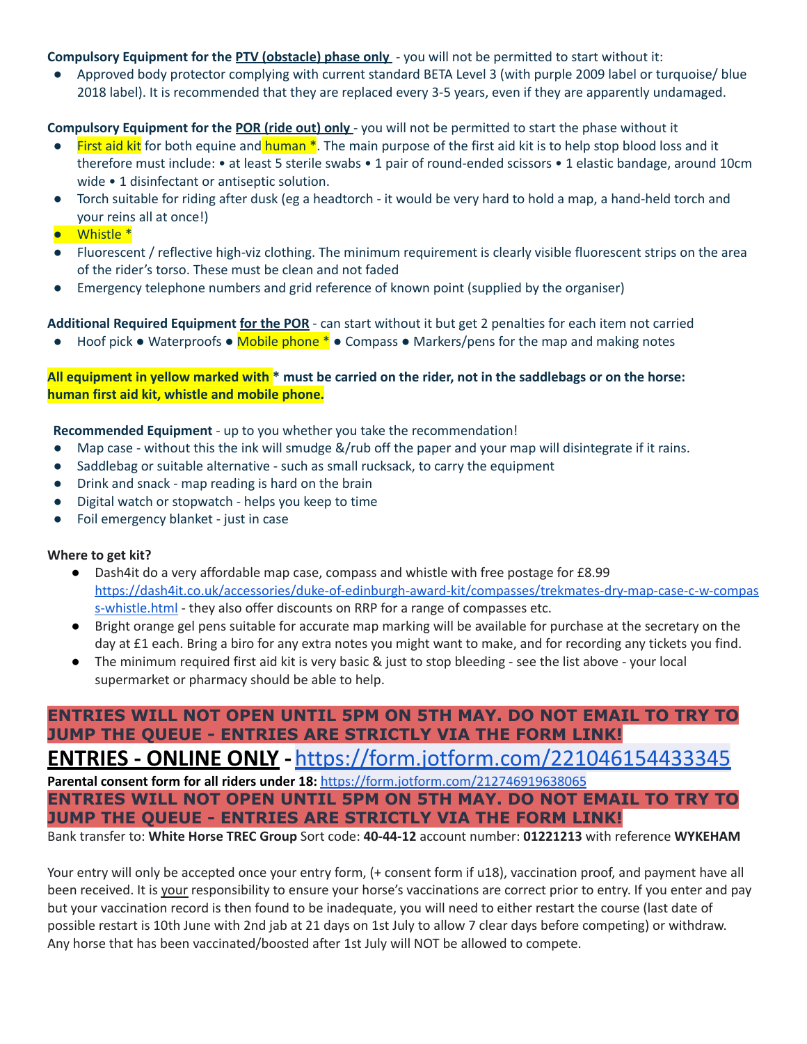**Compulsory Equipment for the PTV (obstacle) phase only** - you will not be permitted to start without it:

- Approved body protector complying with current standard BETA Level 3 (with purple 2009 label or turquoise/ blue 2018 label). It is recommended that they are replaced every 3-5 years, even if they are apparently undamaged.

**Compulsory Equipment for the POR (ride out) only** - you will not be permitted to start the phase without it

- First aid kit for both equine and human *. The main purpose of the first aid kit is to help stop blood loss and it therefore must include: • at least 5 sterile swabs • 1 pair of round-ended scissors • 1 elastic bandage, around 10cm wide • 1 disinfectant or antiseptic solution.
- Torch suitable for riding after dusk (eg a headtorch - it would be very hard to hold a map, a hand-held torch and your reins all at once!)
- Whistle *
- Fluorescent / reflective high-viz clothing. The minimum requirement is clearly visible fluorescent strips on the area of the rider's torso. These must be clean and not faded
- Emergency telephone numbers and grid reference of known point (supplied by the organiser)

**Additional Required Equipment for the POR** - can start without it but get 2 penalties for each item not carried

- Hoof pick ● Waterproofs ● Mobile phone * ● Compass ● Markers/pens for the map and making notes

**All equipment in yellow marked with * must be carried on the rider, not in the saddlebags or on the horse: human first aid kit, whistle and mobile phone.**

**Recommended Equipment** - up to you whether you take the recommendation!

- Map case - without this the ink will smudge &/rub off the paper and your map will disintegrate if it rains.
- Saddlebag or suitable alternative - such as small rucksack, to carry the equipment
- Drink and snack - map reading is hard on the brain
- Digital watch or stopwatch - helps you keep to time
- Foil emergency blanket - just in case

**Where to get kit?**

- Dash4it do a very affordable map case, compass and whistle with free postage for £8.99 https://dash4it.co.uk/accessories/duke-of-edinburgh-award-kit/compasses/trekmates-dry-map-case-c-w-compass-whistle.html - they also offer discounts on RRP for a range of compasses etc.
- Bright orange gel pens suitable for accurate map marking will be available for purchase at the secretary on the day at £1 each. Bring a biro for any extra notes you might want to make, and for recording any tickets you find.
- The minimum required first aid kit is very basic & just to stop bleeding - see the list above - your local supermarket or pharmacy should be able to help.

**ENTRIES WILL NOT OPEN UNTIL 5PM ON 5TH MAY. DO NOT EMAIL TO TRY TO JUMP THE QUEUE - ENTRIES ARE STRICTLY VIA THE FORM LINK!**

## ENTRIES - ONLINE ONLY - https://form.jotform.com/221046154433345

**Parental consent form for all riders under 18:** https://form.jotform.com/212746919638065

**ENTRIES WILL NOT OPEN UNTIL 5PM ON 5TH MAY. DO NOT EMAIL TO TRY TO JUMP THE QUEUE - ENTRIES ARE STRICTLY VIA THE FORM LINK!**

Bank transfer to: **White Horse TREC Group** Sort code: **40-44-12** account number: **01221213** with reference **WYKEHAM**

Your entry will only be accepted once your entry form, (+ consent form if u18), vaccination proof, and payment have all been received. It is your responsibility to ensure your horse's vaccinations are correct prior to entry. If you enter and pay but your vaccination record is then found to be inadequate, you will need to either restart the course (last date of possible restart is 10th June with 2nd jab at 21 days on 1st July to allow 7 clear days before competing) or withdraw. Any horse that has been vaccinated/boosted after 1st July will NOT be allowed to compete.